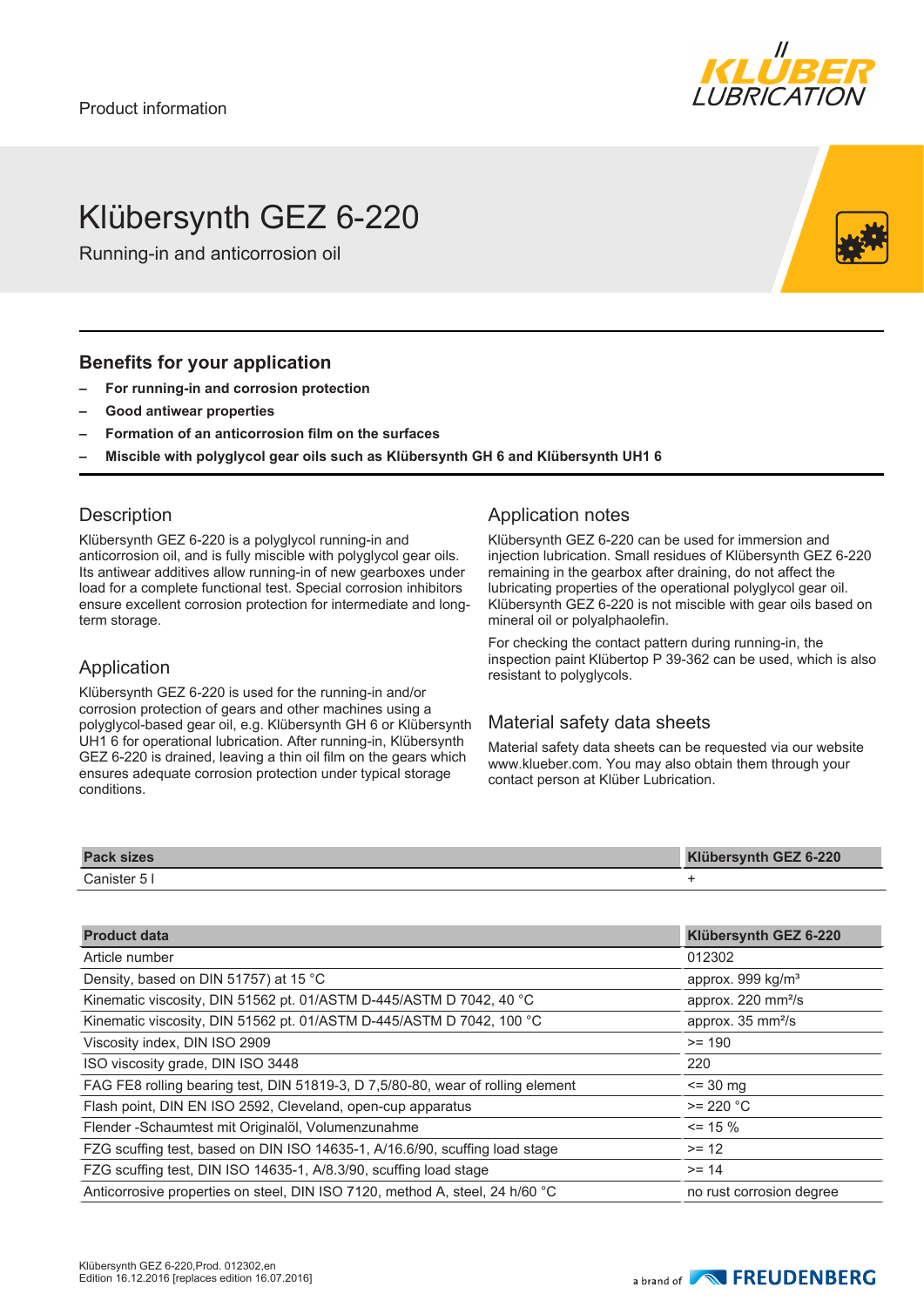Product information

# Klübersynth GEZ 6-220

Running-in and anticorrosion oil

## Benefits for your application

- **For running-in and corrosion protection**
- **Good antiwear properties**
- **Formation of an anticorrosion film on the surfaces**
- **Miscible with polyglycol gear oils such as Klübersynth GH 6 and Klübersynth UH1 6**

## Description

Klübersynth GEZ 6-220 is a polyglycol running-in and anticorrosion oil, and is fully miscible with polyglycol gear oils. Its antiwear additives allow running-in of new gearboxes under load for a complete functional test. Special corrosion inhibitors ensure excellent corrosion protection for intermediate and long-term storage.

## Application

Klübersynth GEZ 6-220 is used for the running-in and/or corrosion protection of gears and other machines using a polyglycol-based gear oil, e.g. Klübersynth GH 6 or Klübersynth UH1 6 for operational lubrication. After running-in, Klübersynth GEZ 6-220 is drained, leaving a thin oil film on the gears which ensures adequate corrosion protection under typical storage conditions.

## Application notes

Klübersynth GEZ 6-220 can be used for immersion and injection lubrication. Small residues of Klübersynth GEZ 6-220 remaining in the gearbox after draining, do not affect the lubricating properties of the operational polyglycol gear oil. Klübersynth GEZ 6-220 is not miscible with gear oils based on mineral oil or polyalphaolefin.

For checking the contact pattern during running-in, the inspection paint Klübertop P 39-362 can be used, which is also resistant to polyglycols.

## Material safety data sheets

Material safety data sheets can be requested via our website www.klueber.com. You may also obtain them through your contact person at Klüber Lubrication.

| Pack sizes | Klübersynth GEZ 6-220 |
|---|---|
| Canister 5 l | + |

| Product data | Klübersynth GEZ 6-220 |
|---|---|
| Article number | 012302 |
| Density, based on DIN 51757) at 15 °C | approx. 999 kg/m³ |
| Kinematic viscosity, DIN 51562 pt. 01/ASTM D-445/ASTM D 7042, 40 °C | approx. 220 mm²/s |
| Kinematic viscosity, DIN 51562 pt. 01/ASTM D-445/ASTM D 7042, 100 °C | approx. 35 mm²/s |
| Viscosity index, DIN ISO 2909 | >= 190 |
| ISO viscosity grade, DIN ISO 3448 | 220 |
| FAG FE8 rolling bearing test, DIN 51819-3, D 7,5/80-80, wear of rolling element | <= 30 mg |
| Flash point, DIN EN ISO 2592, Cleveland, open-cup apparatus | >= 220 °C |
| Flender -Schaumtest mit Originalöl, Volumenzunahme | <= 15 % |
| FZG scuffing test, based on DIN ISO 14635-1, A/16.6/90, scuffing load stage | >= 12 |
| FZG scuffing test, DIN ISO 14635-1, A/8.3/90, scuffing load stage | >= 14 |
| Anticorrosive properties on steel, DIN ISO 7120, method A, steel, 24 h/60 °C | no rust corrosion degree |

Klübersynth GEZ 6-220,Prod. 012302,en
Edition 16.12.2016 [replaces edition 16.07.2016]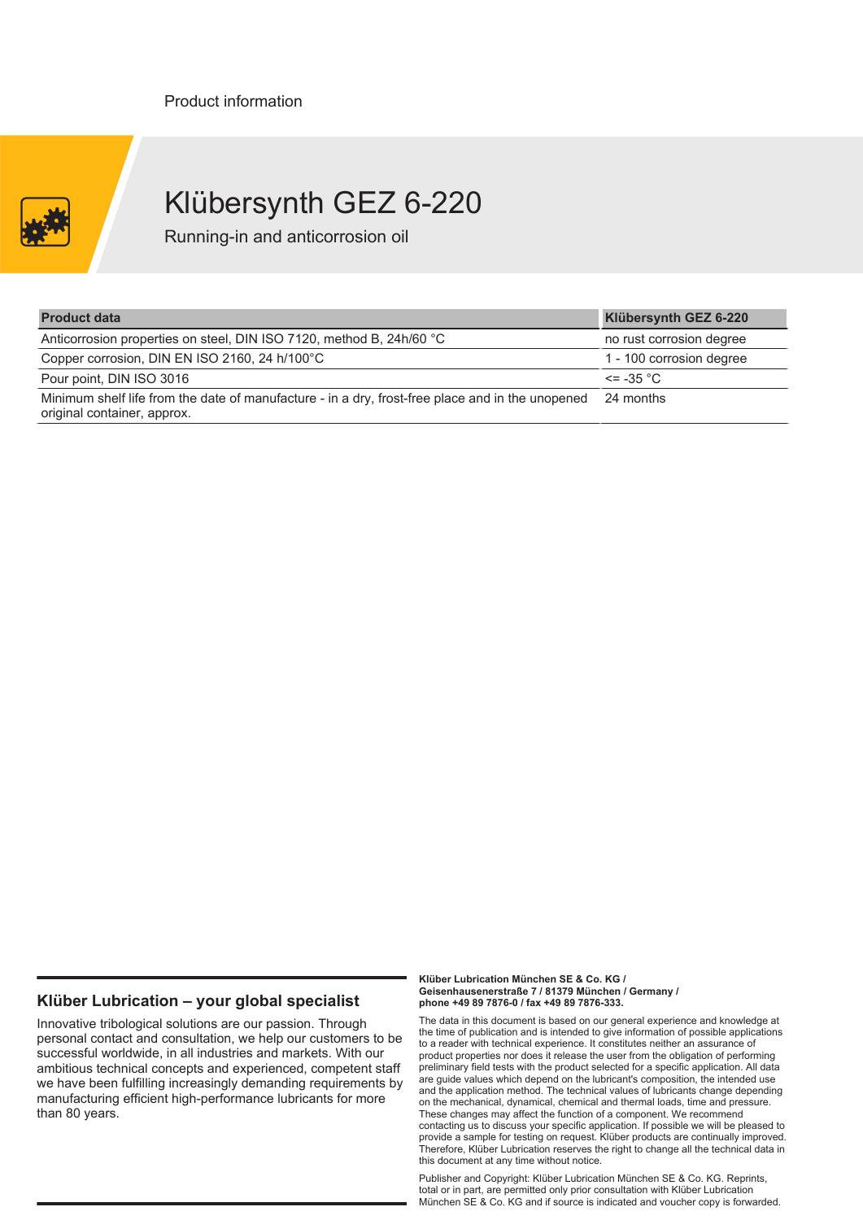Product information

# Klübersynth GEZ 6-220

Running-in and anticorrosion oil

| Product data | Klübersynth GEZ 6-220 |
| --- | --- |
| Anticorrosion properties on steel, DIN ISO 7120, method B, 24h/60 °C | no rust corrosion degree |
| Copper corrosion, DIN EN ISO 2160, 24 h/100°C | 1 - 100 corrosion degree |
| Pour point, DIN ISO 3016 | <= -35 °C |
| Minimum shelf life from the date of manufacture - in a dry, frost-free place and in the unopened original container, approx. | 24 months |

## Klüber Lubrication – your global specialist

Innovative tribological solutions are our passion. Through personal contact and consultation, we help our customers to be successful worldwide, in all industries and markets. With our ambitious technical concepts and experienced, competent staff we have been fulfilling increasingly demanding requirements by manufacturing efficient high-performance lubricants for more than 80 years.

**Klüber Lubrication München SE & Co. KG / Geisenhausenerstraße 7 / 81379 München / Germany / phone +49 89 7876-0 / fax +49 89 7876-333.**

The data in this document is based on our general experience and knowledge at the time of publication and is intended to give information of possible applications to a reader with technical experience. It constitutes neither an assurance of product properties nor does it release the user from the obligation of performing preliminary field tests with the product selected for a specific application. All data are guide values which depend on the lubricant's composition, the intended use and the application method. The technical values of lubricants change depending on the mechanical, dynamical, chemical and thermal loads, time and pressure. These changes may affect the function of a component. We recommend contacting us to discuss your specific application. If possible we will be pleased to provide a sample for testing on request. Klüber products are continually improved. Therefore, Klüber Lubrication reserves the right to change all the technical data in this document at any time without notice.

Publisher and Copyright: Klüber Lubrication München SE & Co. KG. Reprints, total or in part, are permitted only prior consultation with Klüber Lubrication München SE & Co. KG and if source is indicated and voucher copy is forwarded.